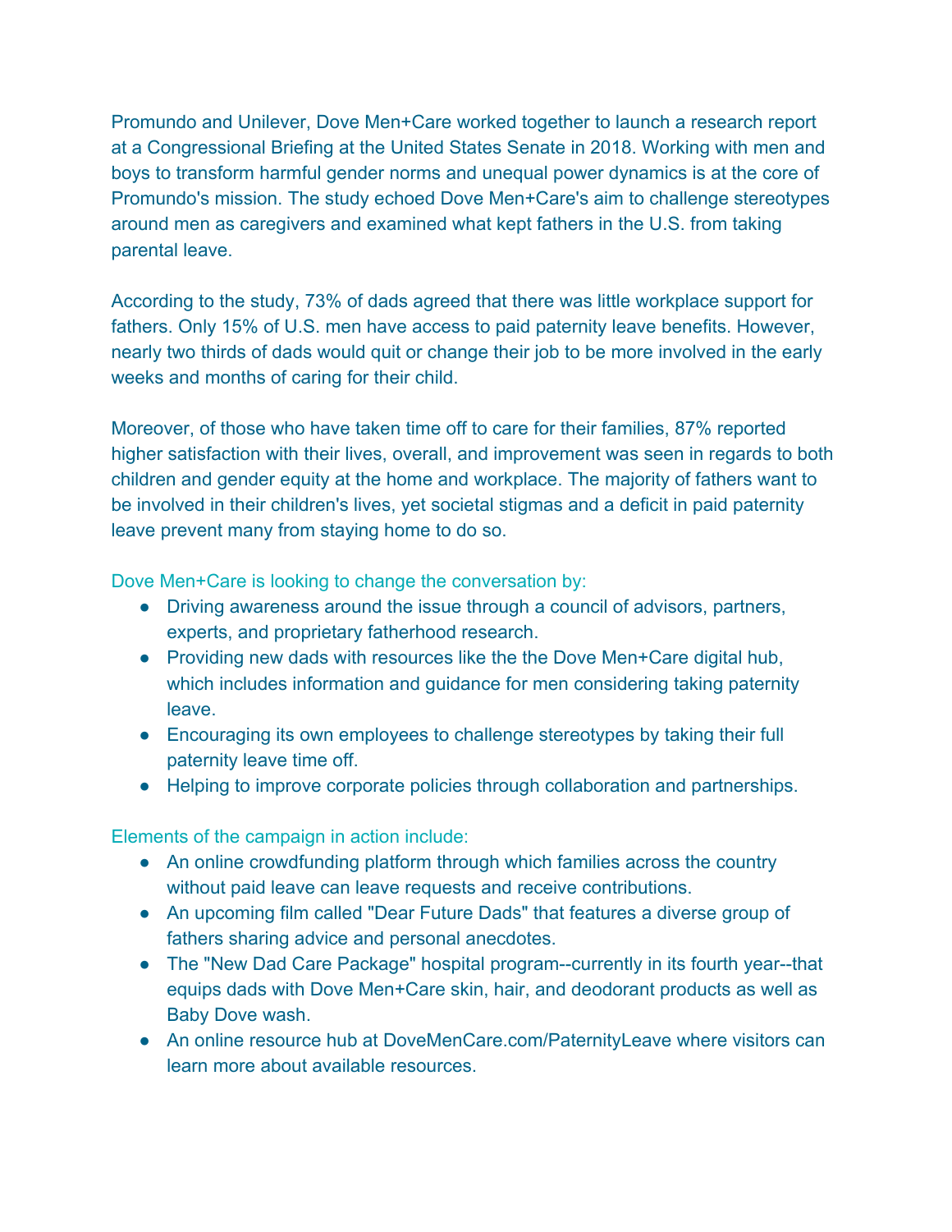Promundo and Unilever, Dove Men+Care worked together to launch a research report at a Congressional Briefing at the United States Senate in 2018. Working with men and boys to transform harmful gender norms and unequal power dynamics is at the core of Promundo's mission. The study echoed Dove Men+Care's aim to challenge stereotypes around men as caregivers and examined what kept fathers in the U.S. from taking parental leave.

According to the study, 73% of dads agreed that there was little workplace support for fathers. Only 15% of U.S. men have access to paid paternity leave benefits. However, nearly two thirds of dads would quit or change their job to be more involved in the early weeks and months of caring for their child.

Moreover, of those who have taken time off to care for their families, 87% reported higher satisfaction with their lives, overall, and improvement was seen in regards to both children and gender equity at the home and workplace. The majority of fathers want to be involved in their children's lives, yet societal stigmas and a deficit in paid paternity leave prevent many from staying home to do so.

Dove Men+Care is looking to change the conversation by:

- Driving awareness around the issue through a council of advisors, partners, experts, and proprietary fatherhood research.
- Providing new dads with resources like the the Dove Men+Care digital hub, which includes information and guidance for men considering taking paternity leave.
- Encouraging its own employees to challenge stereotypes by taking their full paternity leave time off.
- Helping to improve corporate policies through collaboration and partnerships.

Elements of the campaign in action include:

- An online crowdfunding platform through which families across the country without paid leave can leave requests and receive contributions.
- An upcoming film called "Dear Future Dads" that features a diverse group of fathers sharing advice and personal anecdotes.
- The "New Dad Care Package" hospital program--currently in its fourth year--that equips dads with Dove Men+Care skin, hair, and deodorant products as well as Baby Dove wash.
- An online resource hub at DoveMenCare.com/PaternityLeave where visitors can learn more about available resources.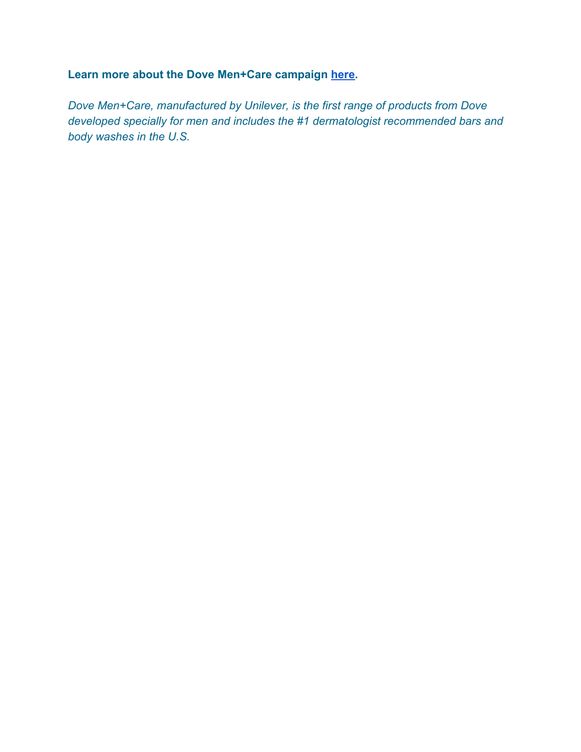**Learn more about the Dove Men+Care campaign here.**

*Dove Men+Care, manufactured by Unilever, is the first range of products from Dove developed specially for men and includes the #1 dermatologist recommended bars and body washes in the U.S.*